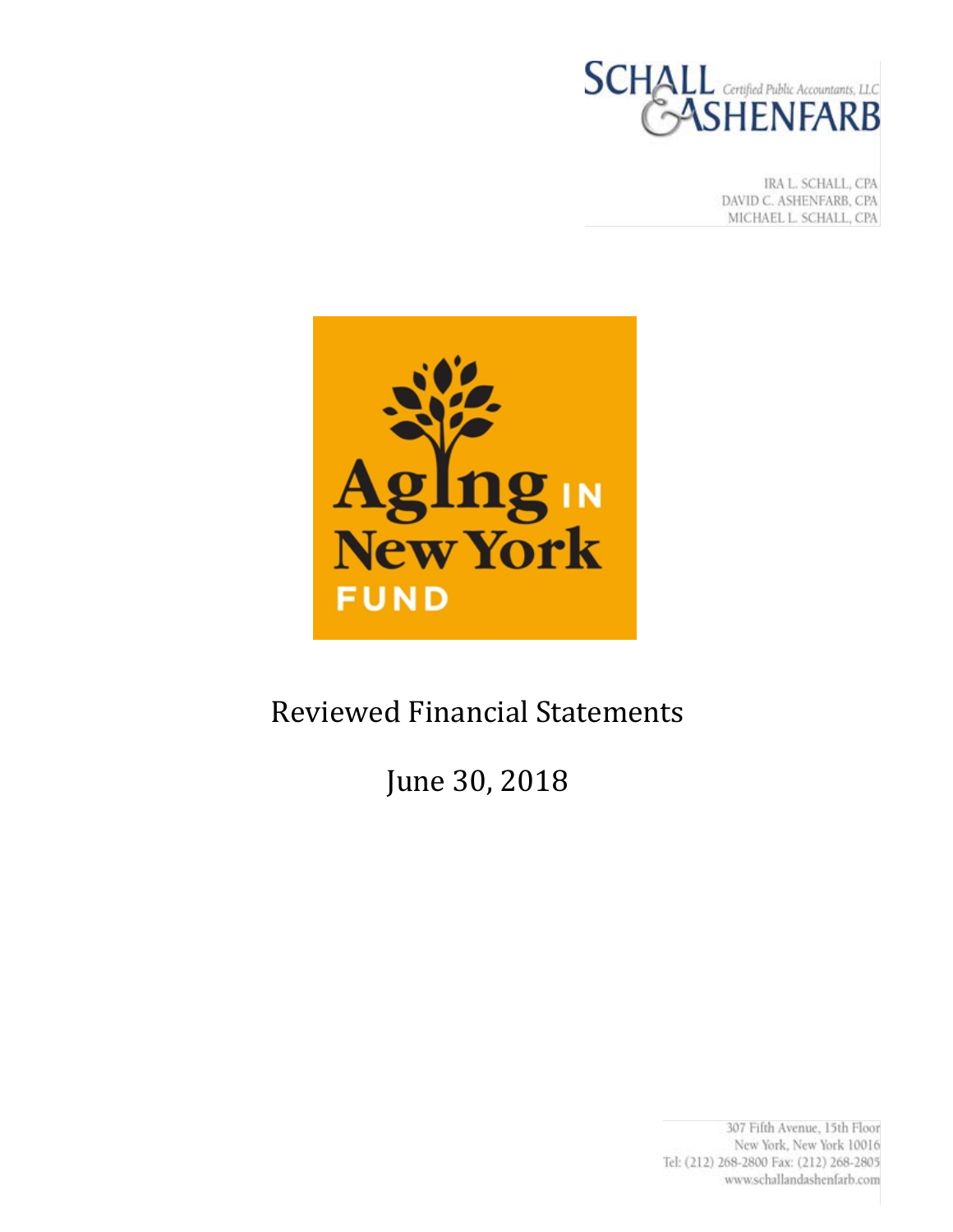SCHALL & ASHENFARB Certified Public Accountants, LLC

IRA L. SCHALL, CPA
DAVID C. ASHENFARB, CPA
MICHAEL L. SCHALL, CPA

Aging in New York Fund

# Reviewed Financial Statements

## June 30, 2018

307 Fifth Avenue, 15th Floor
New York, New York 10016
Tel: (212) 268-2800 Fax: (212) 268-2805
www.schallandashenfarb.com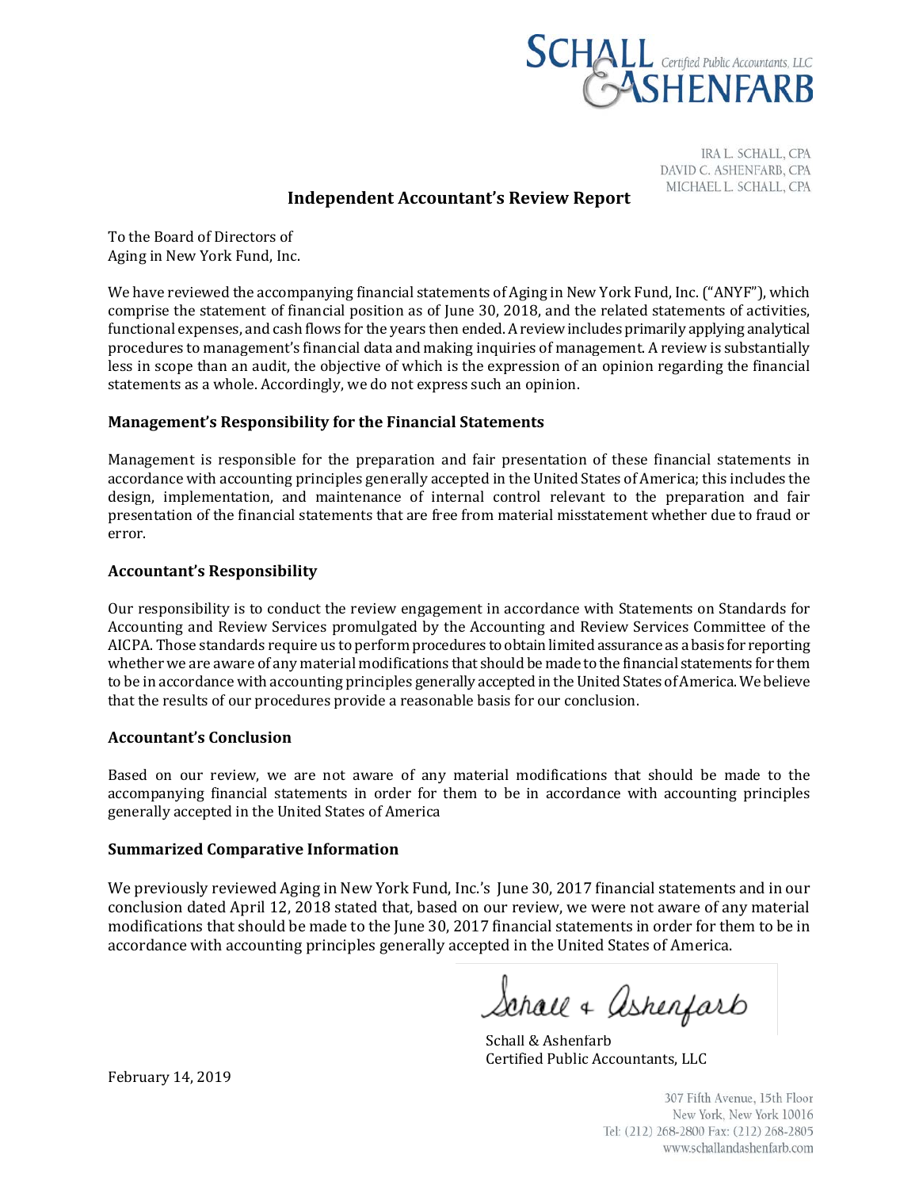SCHALL & ASHENFARB Certified Public Accountants, LLC

IRA L. SCHALL, CPA
DAVID C. ASHENFARB, CPA
MICHAEL L. SCHALL, CPA

## Independent Accountant's Review Report

To the Board of Directors of
Aging in New York Fund, Inc.

We have reviewed the accompanying financial statements of Aging in New York Fund, Inc. ("ANYF"), which comprise the statement of financial position as of June 30, 2018, and the related statements of activities, functional expenses, and cash flows for the years then ended. A review includes primarily applying analytical procedures to management's financial data and making inquiries of management. A review is substantially less in scope than an audit, the objective of which is the expression of an opinion regarding the financial statements as a whole. Accordingly, we do not express such an opinion.

### Management's Responsibility for the Financial Statements

Management is responsible for the preparation and fair presentation of these financial statements in accordance with accounting principles generally accepted in the United States of America; this includes the design, implementation, and maintenance of internal control relevant to the preparation and fair presentation of the financial statements that are free from material misstatement whether due to fraud or error.

### Accountant's Responsibility

Our responsibility is to conduct the review engagement in accordance with Statements on Standards for Accounting and Review Services promulgated by the Accounting and Review Services Committee of the AICPA. Those standards require us to perform procedures to obtain limited assurance as a basis for reporting whether we are aware of any material modifications that should be made to the financial statements for them to be in accordance with accounting principles generally accepted in the United States of America. We believe that the results of our procedures provide a reasonable basis for our conclusion.

### Accountant's Conclusion

Based on our review, we are not aware of any material modifications that should be made to the accompanying financial statements in order for them to be in accordance with accounting principles generally accepted in the United States of America

### Summarized Comparative Information

We previously reviewed Aging in New York Fund, Inc.'s June 30, 2017 financial statements and in our conclusion dated April 12, 2018 stated that, based on our review, we were not aware of any material modifications that should be made to the June 30, 2017 financial statements in order for them to be in accordance with accounting principles generally accepted in the United States of America.

Schall & Ashenfarb

Schall & Ashenfarb
Certified Public Accountants, LLC

February 14, 2019

307 Fifth Avenue, 15th Floor
New York, New York 10016
Tel: (212) 268-2800 Fax: (212) 268-2805
www.schallandashenfarb.com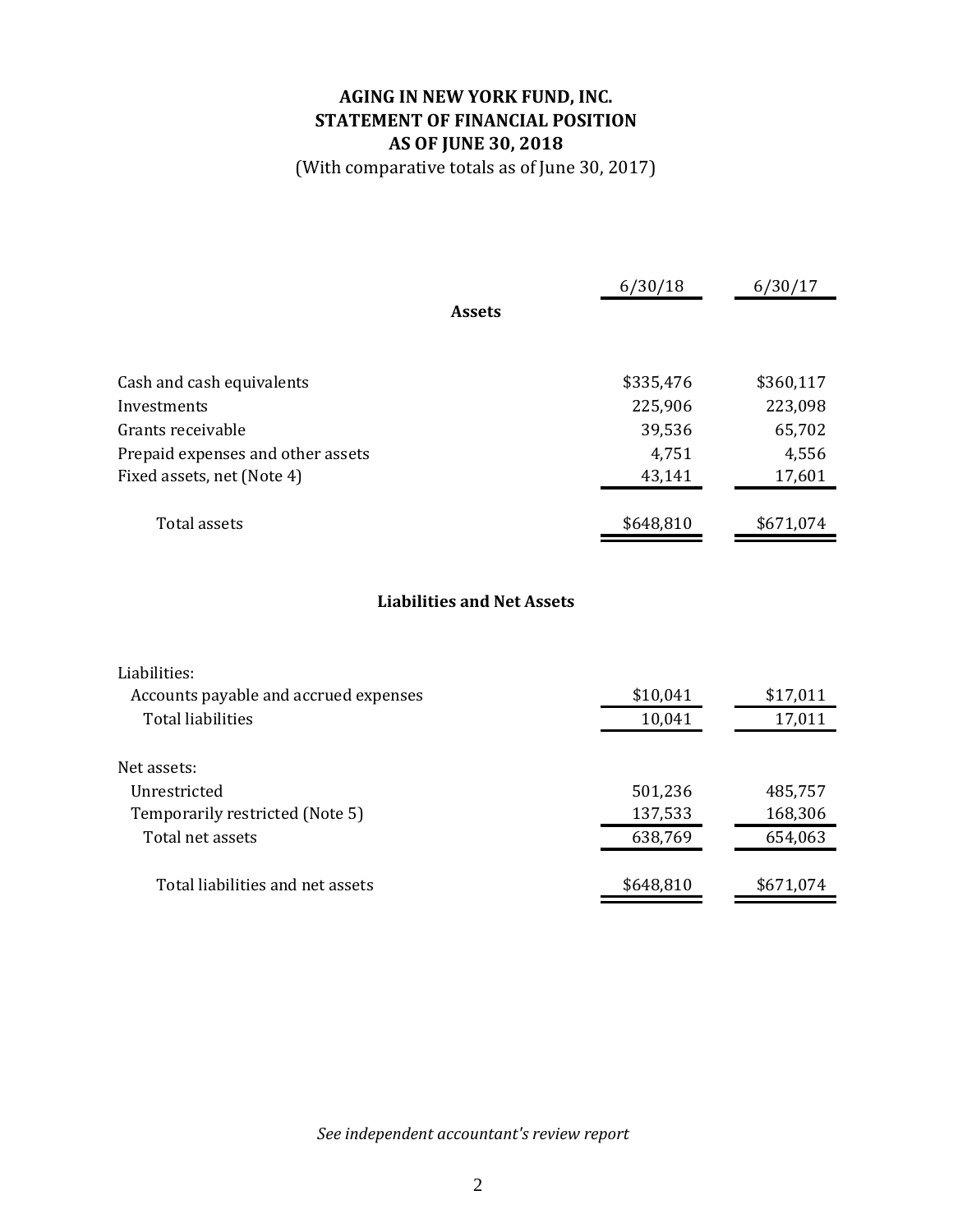# AGING IN NEW YORK FUND, INC.
## STATEMENT OF FINANCIAL POSITION
## AS OF JUNE 30, 2018

(With comparative totals as of June 30, 2017)

| | 6/30/18 | 6/30/17 |
|---|---|---|
| **Assets** | | |
| Cash and cash equivalents | $335,476 | $360,117 |
| Investments | 225,906 | 223,098 |
| Grants receivable | 39,536 | 65,702 |
| Prepaid expenses and other assets | 4,751 | 4,556 |
| Fixed assets, net (Note 4) | 43,141 | 17,601 |
| Total assets | $648,810 | $671,074 |
| **Liabilities and Net Assets** | | |
| Liabilities: | | |
| Accounts payable and accrued expenses | $10,041 | $17,011 |
| Total liabilities | 10,041 | 17,011 |
| Net assets: | | |
| Unrestricted | 501,236 | 485,757 |
| Temporarily restricted (Note 5) | 137,533 | 168,306 |
| Total net assets | 638,769 | 654,063 |
| Total liabilities and net assets | $648,810 | $671,074 |

*See independent accountant's review report*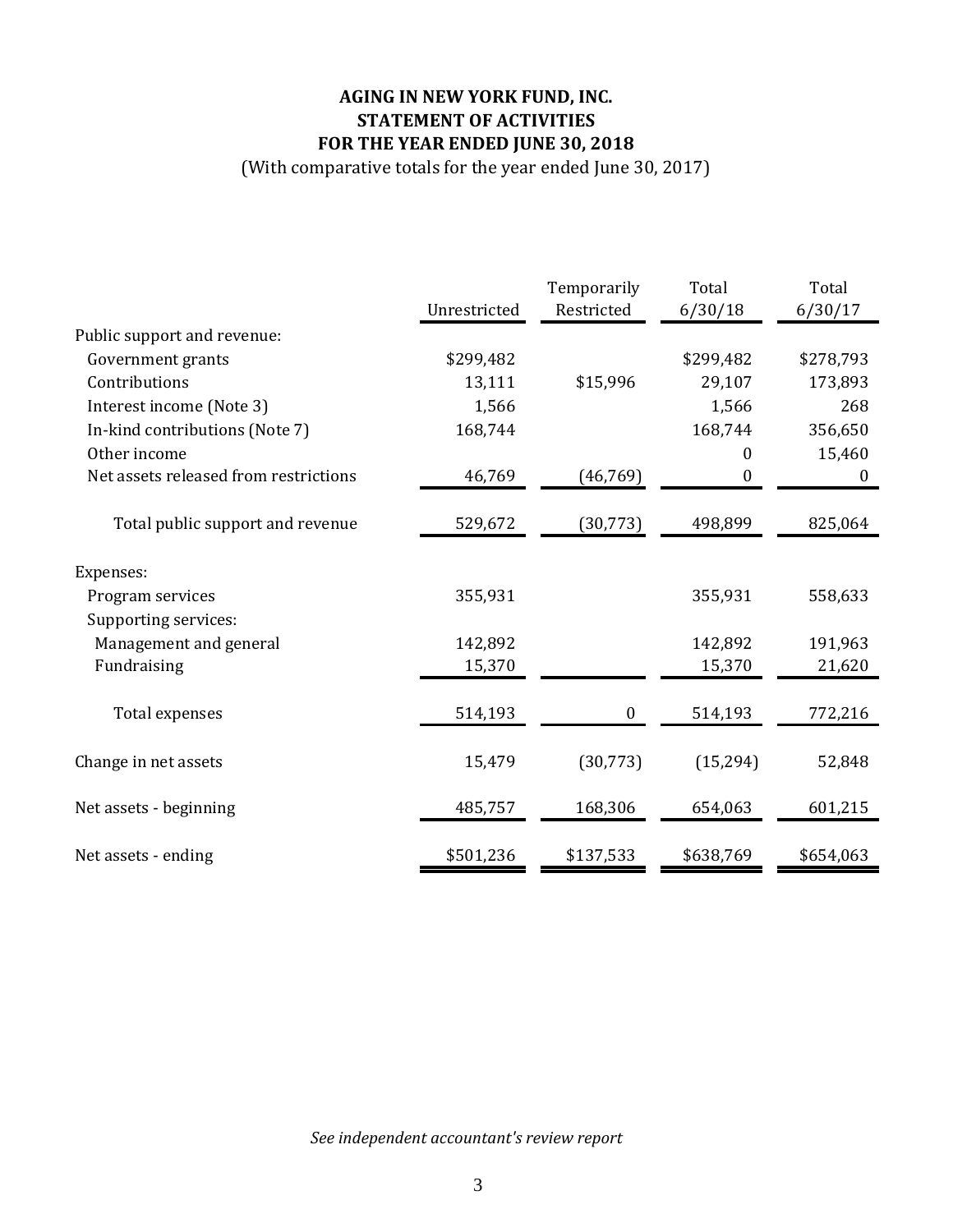# AGING IN NEW YORK FUND, INC.
## STATEMENT OF ACTIVITIES
## FOR THE YEAR ENDED JUNE 30, 2018

(With comparative totals for the year ended June 30, 2017)

| | Unrestricted | Temporarily Restricted | Total 6/30/18 | Total 6/30/17 |
|---|---|---|---|---|
| Public support and revenue: | | | | |
| Government grants | $299,482 | | $299,482 | $278,793 |
| Contributions | 13,111 | $15,996 | 29,107 | 173,893 |
| Interest income (Note 3) | 1,566 | | 1,566 | 268 |
| In-kind contributions (Note 7) | 168,744 | | 168,744 | 356,650 |
| Other income | | | 0 | 15,460 |
| Net assets released from restrictions | 46,769 | (46,769) | 0 | 0 |
| Total public support and revenue | 529,672 | (30,773) | 498,899 | 825,064 |
| Expenses: | | | | |
| Program services | 355,931 | | 355,931 | 558,633 |
| Supporting services: | | | | |
| Management and general | 142,892 | | 142,892 | 191,963 |
| Fundraising | 15,370 | | 15,370 | 21,620 |
| Total expenses | 514,193 | 0 | 514,193 | 772,216 |
| Change in net assets | 15,479 | (30,773) | (15,294) | 52,848 |
| Net assets - beginning | 485,757 | 168,306 | 654,063 | 601,215 |
| Net assets - ending | $501,236 | $137,533 | $638,769 | $654,063 |

*See independent accountant's review report*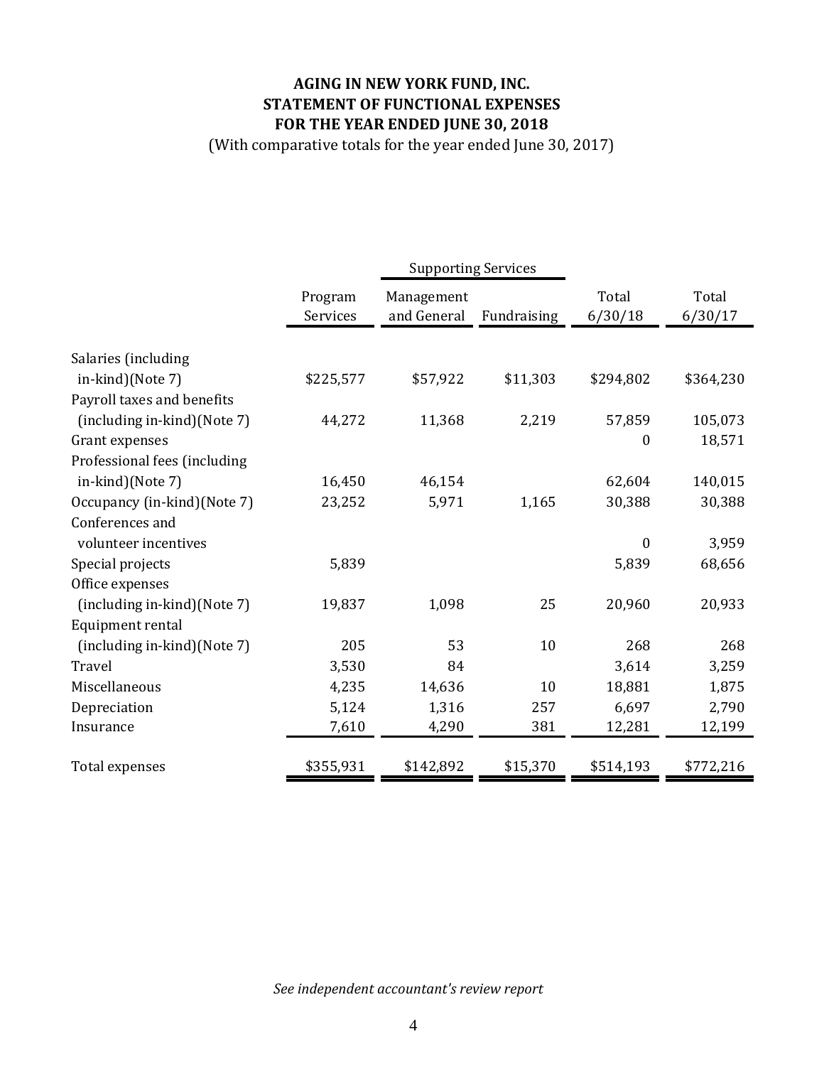# AGING IN NEW YORK FUND, INC.
# STATEMENT OF FUNCTIONAL EXPENSES
# FOR THE YEAR ENDED JUNE 30, 2018

(With comparative totals for the year ended June 30, 2017)

| | | Supporting Services | | | |
|---|---|---|---|---|---|
| | Program Services | Management and General | Fundraising | Total 6/30/18 | Total 6/30/17 |
| Salaries (including in-kind)(Note 7) | $225,577 | $57,922 | $11,303 | $294,802 | $364,230 |
| Payroll taxes and benefits (including in-kind)(Note 7) | 44,272 | 11,368 | 2,219 | 57,859 | 105,073 |
| Grant expenses | | | | 0 | 18,571 |
| Professional fees (including in-kind)(Note 7) | 16,450 | 46,154 | | 62,604 | 140,015 |
| Occupancy (in-kind)(Note 7) | 23,252 | 5,971 | 1,165 | 30,388 | 30,388 |
| Conferences and volunteer incentives | | | | 0 | 3,959 |
| Special projects | 5,839 | | | 5,839 | 68,656 |
| Office expenses (including in-kind)(Note 7) | 19,837 | 1,098 | 25 | 20,960 | 20,933 |
| Equipment rental (including in-kind)(Note 7) | 205 | 53 | 10 | 268 | 268 |
| Travel | 3,530 | 84 | | 3,614 | 3,259 |
| Miscellaneous | 4,235 | 14,636 | 10 | 18,881 | 1,875 |
| Depreciation | 5,124 | 1,316 | 257 | 6,697 | 2,790 |
| Insurance | 7,610 | 4,290 | 381 | 12,281 | 12,199 |
| Total expenses | $355,931 | $142,892 | $15,370 | $514,193 | $772,216 |

*See independent accountant's review report*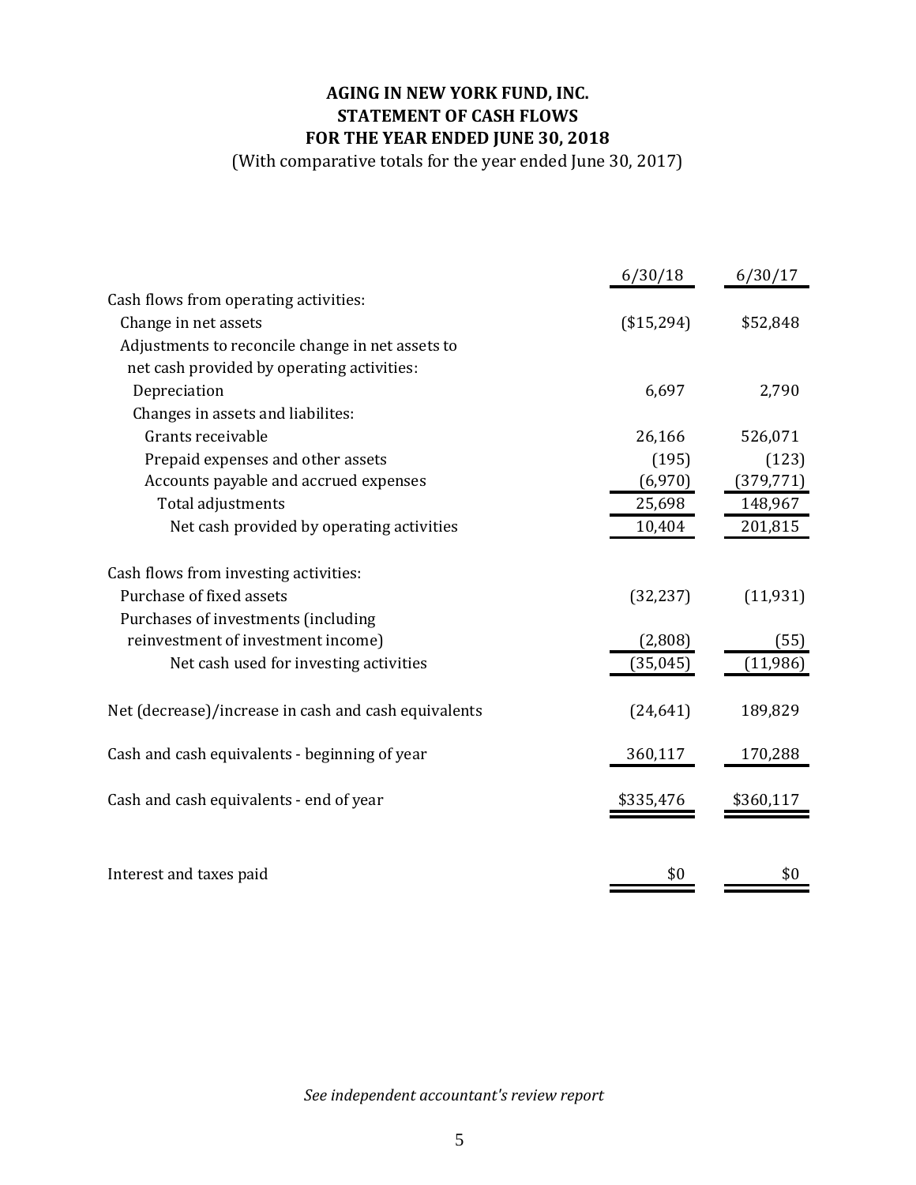# AGING IN NEW YORK FUND, INC.
## STATEMENT OF CASH FLOWS
## FOR THE YEAR ENDED JUNE 30, 2018

(With comparative totals for the year ended June 30, 2017)

| | 6/30/18 | 6/30/17 |
|---|---|---|
| Cash flows from operating activities: | | |
| Change in net assets | ($15,294) | $52,848 |
| Adjustments to reconcile change in net assets to net cash provided by operating activities: | | |
| Depreciation | 6,697 | 2,790 |
| Changes in assets and liabilites: | | |
| Grants receivable | 26,166 | 526,071 |
| Prepaid expenses and other assets | (195) | (123) |
| Accounts payable and accrued expenses | (6,970) | (379,771) |
| Total adjustments | 25,698 | 148,967 |
| Net cash provided by operating activities | 10,404 | 201,815 |
| Cash flows from investing activities: | | |
| Purchase of fixed assets | (32,237) | (11,931) |
| Purchases of investments (including reinvestment of investment income) | (2,808) | (55) |
| Net cash used for investing activities | (35,045) | (11,986) |
| Net (decrease)/increase in cash and cash equivalents | (24,641) | 189,829 |
| Cash and cash equivalents - beginning of year | 360,117 | 170,288 |
| Cash and cash equivalents - end of year | $335,476 | $360,117 |
| Interest and taxes paid | $0 | $0 |

*See independent accountant's review report*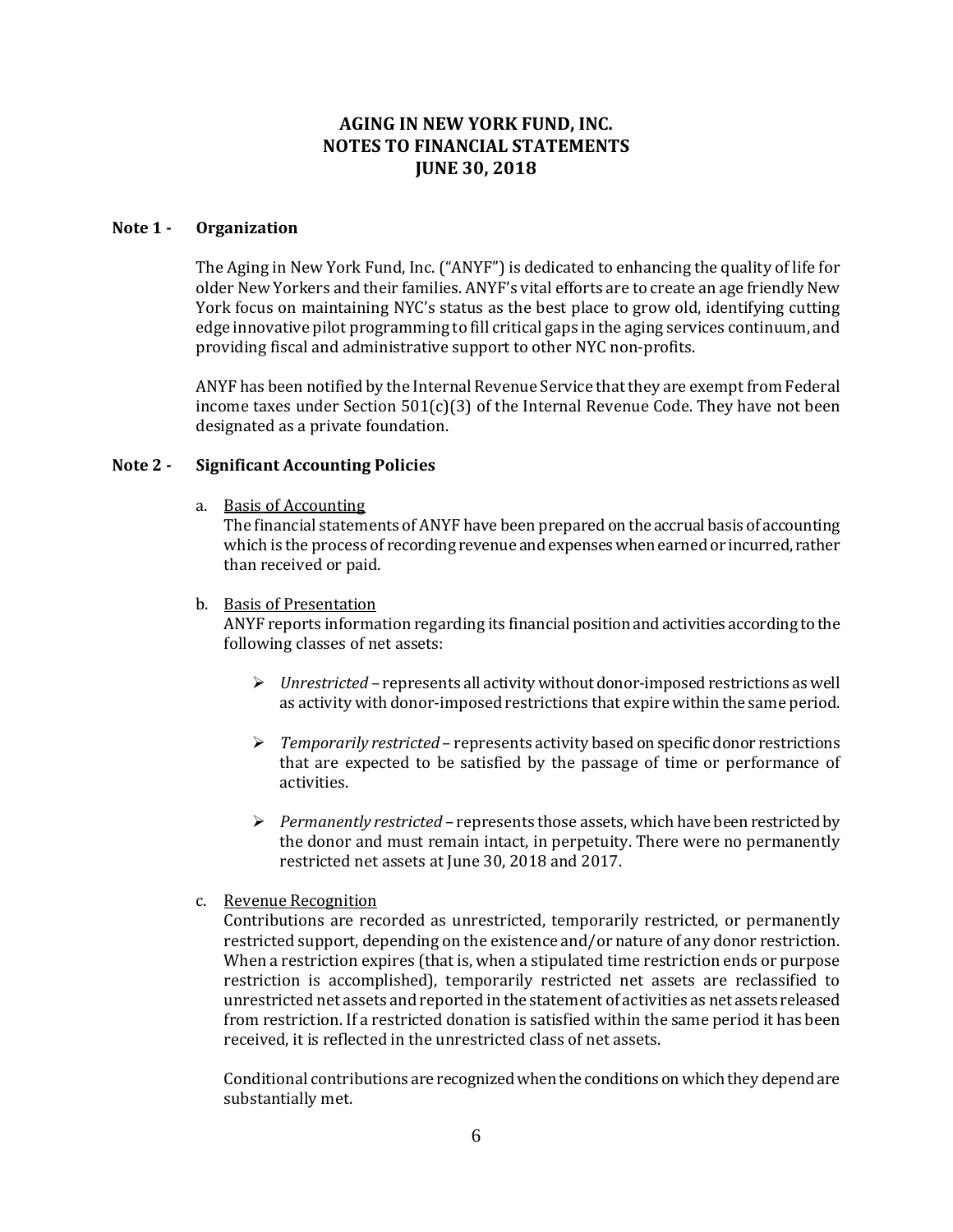# AGING IN NEW YORK FUND, INC.
# NOTES TO FINANCIAL STATEMENTS
# JUNE 30, 2018

## Note 1 - Organization

The Aging in New York Fund, Inc. ("ANYF") is dedicated to enhancing the quality of life for older New Yorkers and their families. ANYF's vital efforts are to create an age friendly New York focus on maintaining NYC's status as the best place to grow old, identifying cutting edge innovative pilot programming to fill critical gaps in the aging services continuum, and providing fiscal and administrative support to other NYC non-profits.

ANYF has been notified by the Internal Revenue Service that they are exempt from Federal income taxes under Section 501(c)(3) of the Internal Revenue Code. They have not been designated as a private foundation.

## Note 2 - Significant Accounting Policies

a. Basis of Accounting

The financial statements of ANYF have been prepared on the accrual basis of accounting which is the process of recording revenue and expenses when earned or incurred, rather than received or paid.

b. Basis of Presentation

ANYF reports information regarding its financial position and activities according to the following classes of net assets:

- *Unrestricted* – represents all activity without donor-imposed restrictions as well as activity with donor-imposed restrictions that expire within the same period.
- *Temporarily restricted* – represents activity based on specific donor restrictions that are expected to be satisfied by the passage of time or performance of activities.
- *Permanently restricted* – represents those assets, which have been restricted by the donor and must remain intact, in perpetuity. There were no permanently restricted net assets at June 30, 2018 and 2017.

c. Revenue Recognition

Contributions are recorded as unrestricted, temporarily restricted, or permanently restricted support, depending on the existence and/or nature of any donor restriction. When a restriction expires (that is, when a stipulated time restriction ends or purpose restriction is accomplished), temporarily restricted net assets are reclassified to unrestricted net assets and reported in the statement of activities as net assets released from restriction. If a restricted donation is satisfied within the same period it has been received, it is reflected in the unrestricted class of net assets.

Conditional contributions are recognized when the conditions on which they depend are substantially met.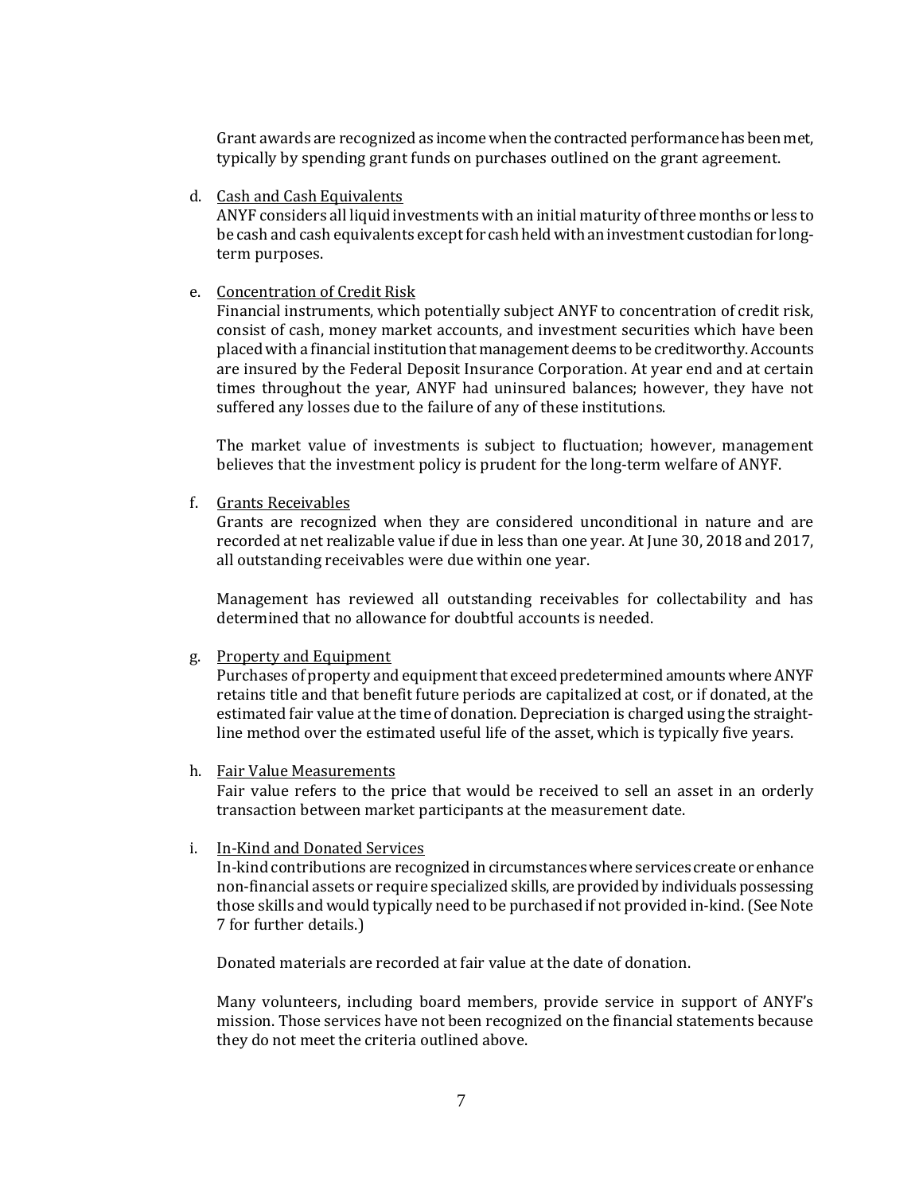Grant awards are recognized as income when the contracted performance has been met, typically by spending grant funds on purchases outlined on the grant agreement.

d. <u>Cash and Cash Equivalents</u>
ANYF considers all liquid investments with an initial maturity of three months or less to be cash and cash equivalents except for cash held with an investment custodian for long-term purposes.

e. <u>Concentration of Credit Risk</u>
Financial instruments, which potentially subject ANYF to concentration of credit risk, consist of cash, money market accounts, and investment securities which have been placed with a financial institution that management deems to be creditworthy. Accounts are insured by the Federal Deposit Insurance Corporation. At year end and at certain times throughout the year, ANYF had uninsured balances; however, they have not suffered any losses due to the failure of any of these institutions.

The market value of investments is subject to fluctuation; however, management believes that the investment policy is prudent for the long-term welfare of ANYF.

f. <u>Grants Receivables</u>
Grants are recognized when they are considered unconditional in nature and are recorded at net realizable value if due in less than one year. At June 30, 2018 and 2017, all outstanding receivables were due within one year.

Management has reviewed all outstanding receivables for collectability and has determined that no allowance for doubtful accounts is needed.

g. <u>Property and Equipment</u>
Purchases of property and equipment that exceed predetermined amounts where ANYF retains title and that benefit future periods are capitalized at cost, or if donated, at the estimated fair value at the time of donation. Depreciation is charged using the straight-line method over the estimated useful life of the asset, which is typically five years.

h. <u>Fair Value Measurements</u>
Fair value refers to the price that would be received to sell an asset in an orderly transaction between market participants at the measurement date.

i. <u>In-Kind and Donated Services</u>
In-kind contributions are recognized in circumstances where services create or enhance non-financial assets or require specialized skills, are provided by individuals possessing those skills and would typically need to be purchased if not provided in-kind. (See Note 7 for further details.)

Donated materials are recorded at fair value at the date of donation.

Many volunteers, including board members, provide service in support of ANYF's mission. Those services have not been recognized on the financial statements because they do not meet the criteria outlined above.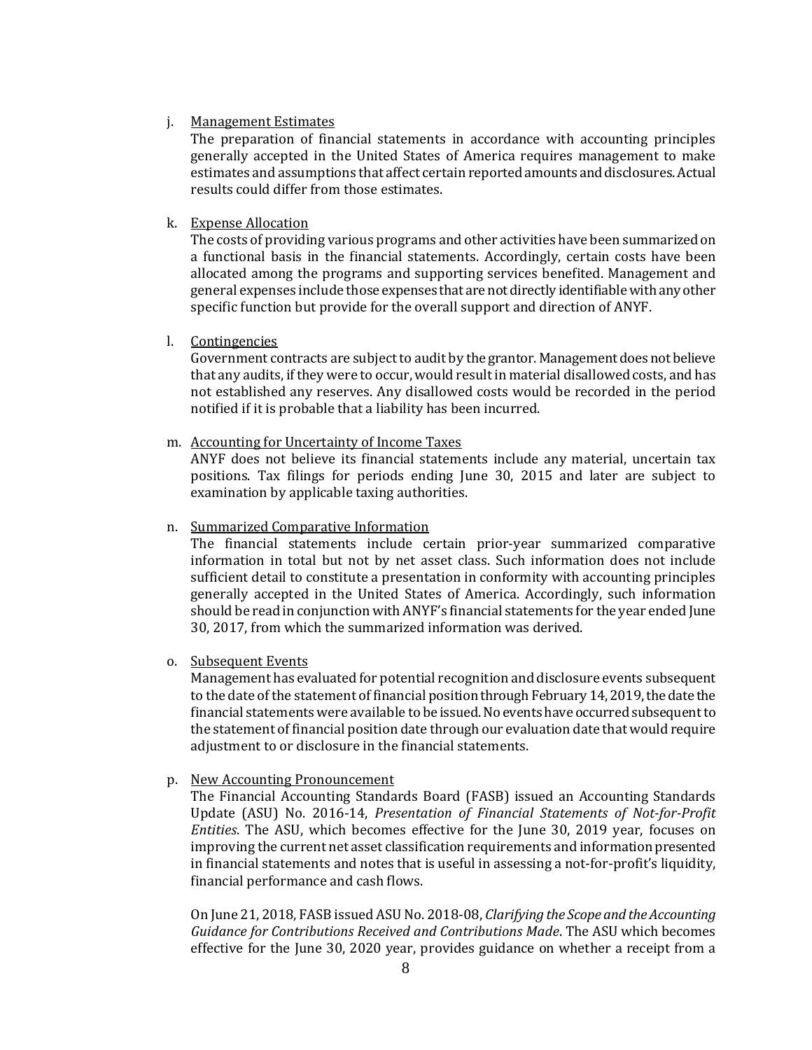j. Management Estimates

The preparation of financial statements in accordance with accounting principles generally accepted in the United States of America requires management to make estimates and assumptions that affect certain reported amounts and disclosures. Actual results could differ from those estimates.

k. Expense Allocation

The costs of providing various programs and other activities have been summarized on a functional basis in the financial statements. Accordingly, certain costs have been allocated among the programs and supporting services benefited. Management and general expenses include those expenses that are not directly identifiable with any other specific function but provide for the overall support and direction of ANYF.

l. Contingencies

Government contracts are subject to audit by the grantor. Management does not believe that any audits, if they were to occur, would result in material disallowed costs, and has not established any reserves. Any disallowed costs would be recorded in the period notified if it is probable that a liability has been incurred.

m. Accounting for Uncertainty of Income Taxes

ANYF does not believe its financial statements include any material, uncertain tax positions. Tax filings for periods ending June 30, 2015 and later are subject to examination by applicable taxing authorities.

n. Summarized Comparative Information

The financial statements include certain prior-year summarized comparative information in total but not by net asset class. Such information does not include sufficient detail to constitute a presentation in conformity with accounting principles generally accepted in the United States of America. Accordingly, such information should be read in conjunction with ANYF's financial statements for the year ended June 30, 2017, from which the summarized information was derived.

o. Subsequent Events

Management has evaluated for potential recognition and disclosure events subsequent to the date of the statement of financial position through February 14, 2019, the date the financial statements were available to be issued. No events have occurred subsequent to the statement of financial position date through our evaluation date that would require adjustment to or disclosure in the financial statements.

p. New Accounting Pronouncement

The Financial Accounting Standards Board (FASB) issued an Accounting Standards Update (ASU) No. 2016-14, *Presentation of Financial Statements of Not-for-Profit Entities*. The ASU, which becomes effective for the June 30, 2019 year, focuses on improving the current net asset classification requirements and information presented in financial statements and notes that is useful in assessing a not-for-profit's liquidity, financial performance and cash flows.

On June 21, 2018, FASB issued ASU No. 2018-08, *Clarifying the Scope and the Accounting Guidance for Contributions Received and Contributions Made*. The ASU which becomes effective for the June 30, 2020 year, provides guidance on whether a receipt from a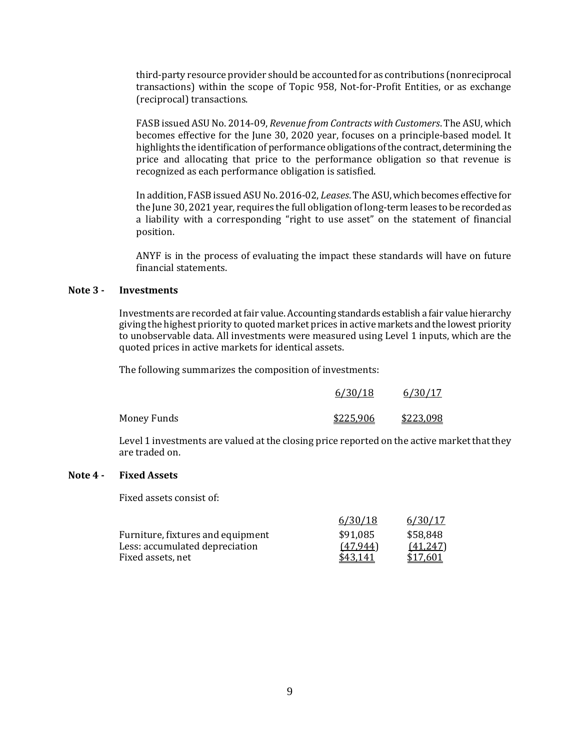third-party resource provider should be accounted for as contributions (nonreciprocal transactions) within the scope of Topic 958, Not-for-Profit Entities, or as exchange (reciprocal) transactions.

FASB issued ASU No. 2014-09, *Revenue from Contracts with Customers*. The ASU, which becomes effective for the June 30, 2020 year, focuses on a principle-based model. It highlights the identification of performance obligations of the contract, determining the price and allocating that price to the performance obligation so that revenue is recognized as each performance obligation is satisfied.

In addition, FASB issued ASU No. 2016-02, *Leases*. The ASU, which becomes effective for the June 30, 2021 year, requires the full obligation of long-term leases to be recorded as a liability with a corresponding "right to use asset" on the statement of financial position.

ANYF is in the process of evaluating the impact these standards will have on future financial statements.

## Note 3 - Investments

Investments are recorded at fair value. Accounting standards establish a fair value hierarchy giving the highest priority to quoted market prices in active markets and the lowest priority to unobservable data. All investments were measured using Level 1 inputs, which are the quoted prices in active markets for identical assets.

The following summarizes the composition of investments:

| | 6/30/18 | 6/30/17 |
|---|---|---|
| Money Funds | $225,906 | $223,098 |

Level 1 investments are valued at the closing price reported on the active market that they are traded on.

## Note 4 - Fixed Assets

Fixed assets consist of:

| | 6/30/18 | 6/30/17 |
|---|---|---|
| Furniture, fixtures and equipment | $91,085 | $58,848 |
| Less: accumulated depreciation | (47,944) | (41,247) |
| Fixed assets, net | $43,141 | $17,601 |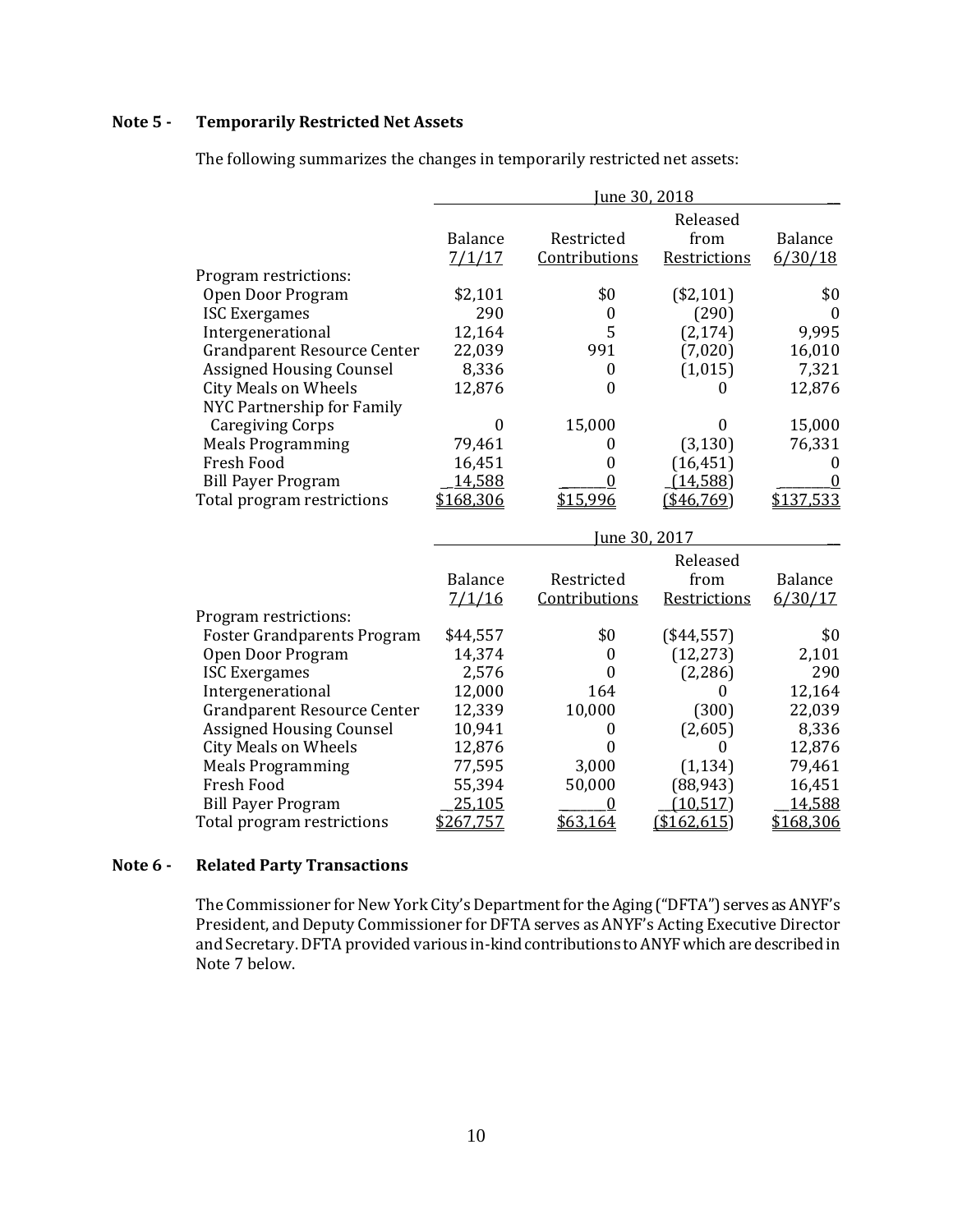## Note 5 - Temporarily Restricted Net Assets

The following summarizes the changes in temporarily restricted net assets:

| | June 30, 2018 | | | |
|---|---|---|---|---|
| | Balance 7/1/17 | Restricted Contributions | Released from Restrictions | Balance 6/30/18 |
| Program restrictions: | | | | |
| Open Door Program | $2,101 | $0 | ($2,101) | $0 |
| ISC Exergames | 290 | 0 | (290) | 0 |
| Intergenerational | 12,164 | 5 | (2,174) | 9,995 |
| Grandparent Resource Center | 22,039 | 991 | (7,020) | 16,010 |
| Assigned Housing Counsel | 8,336 | 0 | (1,015) | 7,321 |
| City Meals on Wheels | 12,876 | 0 | 0 | 12,876 |
| NYC Partnership for Family Caregiving Corps | 0 | 15,000 | 0 | 15,000 |
| Meals Programming | 79,461 | 0 | (3,130) | 76,331 |
| Fresh Food | 16,451 | 0 | (16,451) | 0 |
| Bill Payer Program | 14,588 | 0 | (14,588) | 0 |
| Total program restrictions | $168,306 | $15,996 | ($46,769) | $137,533 |

| | June 30, 2017 | | | |
|---|---|---|---|---|
| | Balance 7/1/16 | Restricted Contributions | Released from Restrictions | Balance 6/30/17 |
| Program restrictions: | | | | |
| Foster Grandparents Program | $44,557 | $0 | ($44,557) | $0 |
| Open Door Program | 14,374 | 0 | (12,273) | 2,101 |
| ISC Exergames | 2,576 | 0 | (2,286) | 290 |
| Intergenerational | 12,000 | 164 | 0 | 12,164 |
| Grandparent Resource Center | 12,339 | 10,000 | (300) | 22,039 |
| Assigned Housing Counsel | 10,941 | 0 | (2,605) | 8,336 |
| City Meals on Wheels | 12,876 | 0 | 0 | 12,876 |
| Meals Programming | 77,595 | 3,000 | (1,134) | 79,461 |
| Fresh Food | 55,394 | 50,000 | (88,943) | 16,451 |
| Bill Payer Program | 25,105 | 0 | (10,517) | 14,588 |
| Total program restrictions | $267,757 | $63,164 | ($162,615) | $168,306 |

## Note 6 - Related Party Transactions

The Commissioner for New York City's Department for the Aging ("DFTA") serves as ANYF's President, and Deputy Commissioner for DFTA serves as ANYF's Acting Executive Director and Secretary. DFTA provided various in-kind contributions to ANYF which are described in Note 7 below.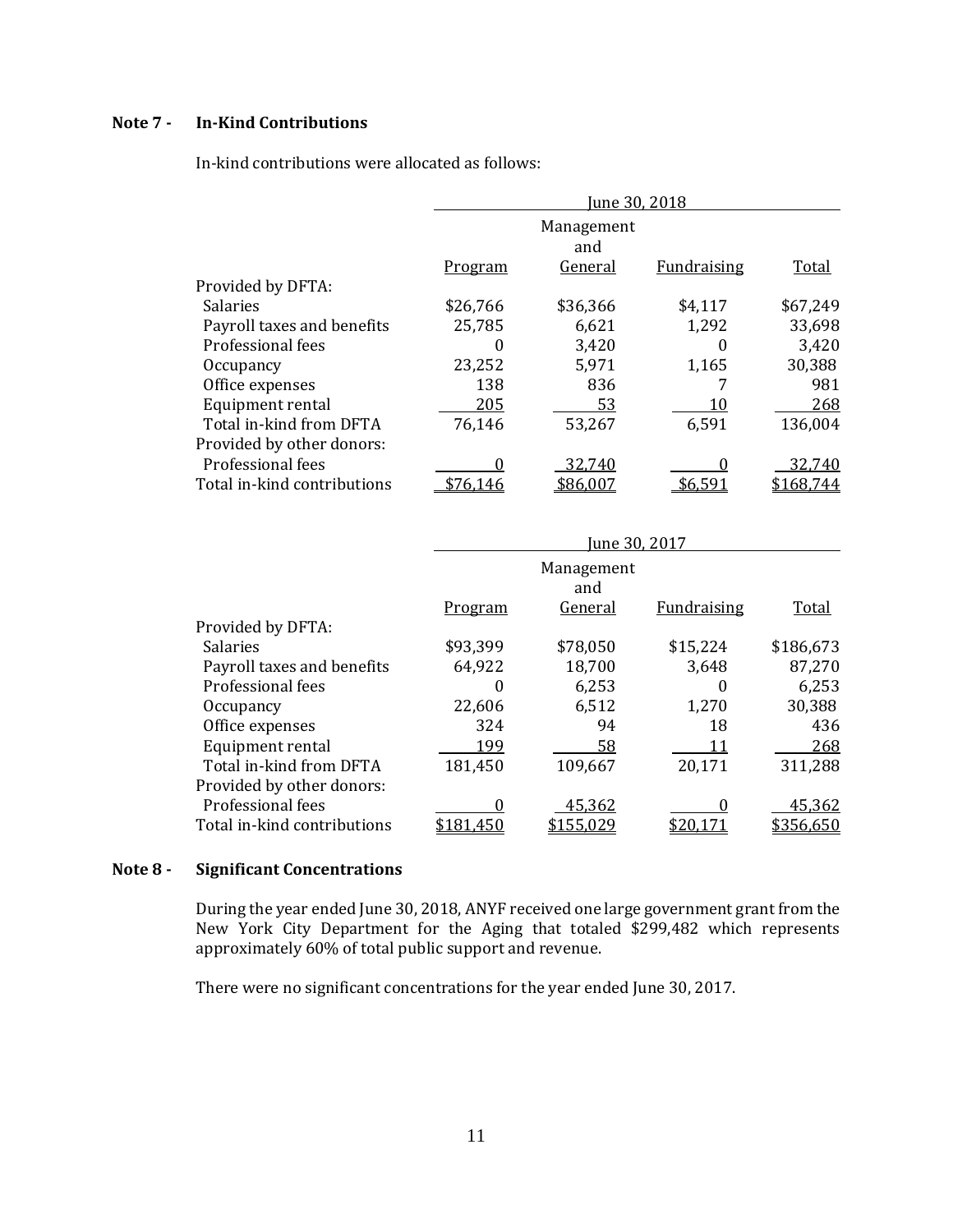## Note 7 - In-Kind Contributions

In-kind contributions were allocated as follows:

| | June 30, 2018 | | | |
|---|---|---|---|---|
| | Program | Management and General | Fundraising | Total |
| Provided by DFTA: | | | | |
| Salaries | $26,766 | $36,366 | $4,117 | $67,249 |
| Payroll taxes and benefits | 25,785 | 6,621 | 1,292 | 33,698 |
| Professional fees | 0 | 3,420 | 0 | 3,420 |
| Occupancy | 23,252 | 5,971 | 1,165 | 30,388 |
| Office expenses | 138 | 836 | 7 | 981 |
| Equipment rental | 205 | 53 | 10 | 268 |
| Total in-kind from DFTA | 76,146 | 53,267 | 6,591 | 136,004 |
| Provided by other donors: | | | | |
| Professional fees | 0 | 32,740 | 0 | 32,740 |
| Total in-kind contributions | $76,146 | $86,007 | $6,591 | $168,744 |

| | June 30, 2017 | | | |
|---|---|---|---|---|
| | Program | Management and General | Fundraising | Total |
| Provided by DFTA: | | | | |
| Salaries | $93,399 | $78,050 | $15,224 | $186,673 |
| Payroll taxes and benefits | 64,922 | 18,700 | 3,648 | 87,270 |
| Professional fees | 0 | 6,253 | 0 | 6,253 |
| Occupancy | 22,606 | 6,512 | 1,270 | 30,388 |
| Office expenses | 324 | 94 | 18 | 436 |
| Equipment rental | 199 | 58 | 11 | 268 |
| Total in-kind from DFTA | 181,450 | 109,667 | 20,171 | 311,288 |
| Provided by other donors: | | | | |
| Professional fees | 0 | 45,362 | 0 | 45,362 |
| Total in-kind contributions | $181,450 | $155,029 | $20,171 | $356,650 |

## Note 8 - Significant Concentrations

During the year ended June 30, 2018, ANYF received one large government grant from the New York City Department for the Aging that totaled $299,482 which represents approximately 60% of total public support and revenue.

There were no significant concentrations for the year ended June 30, 2017.